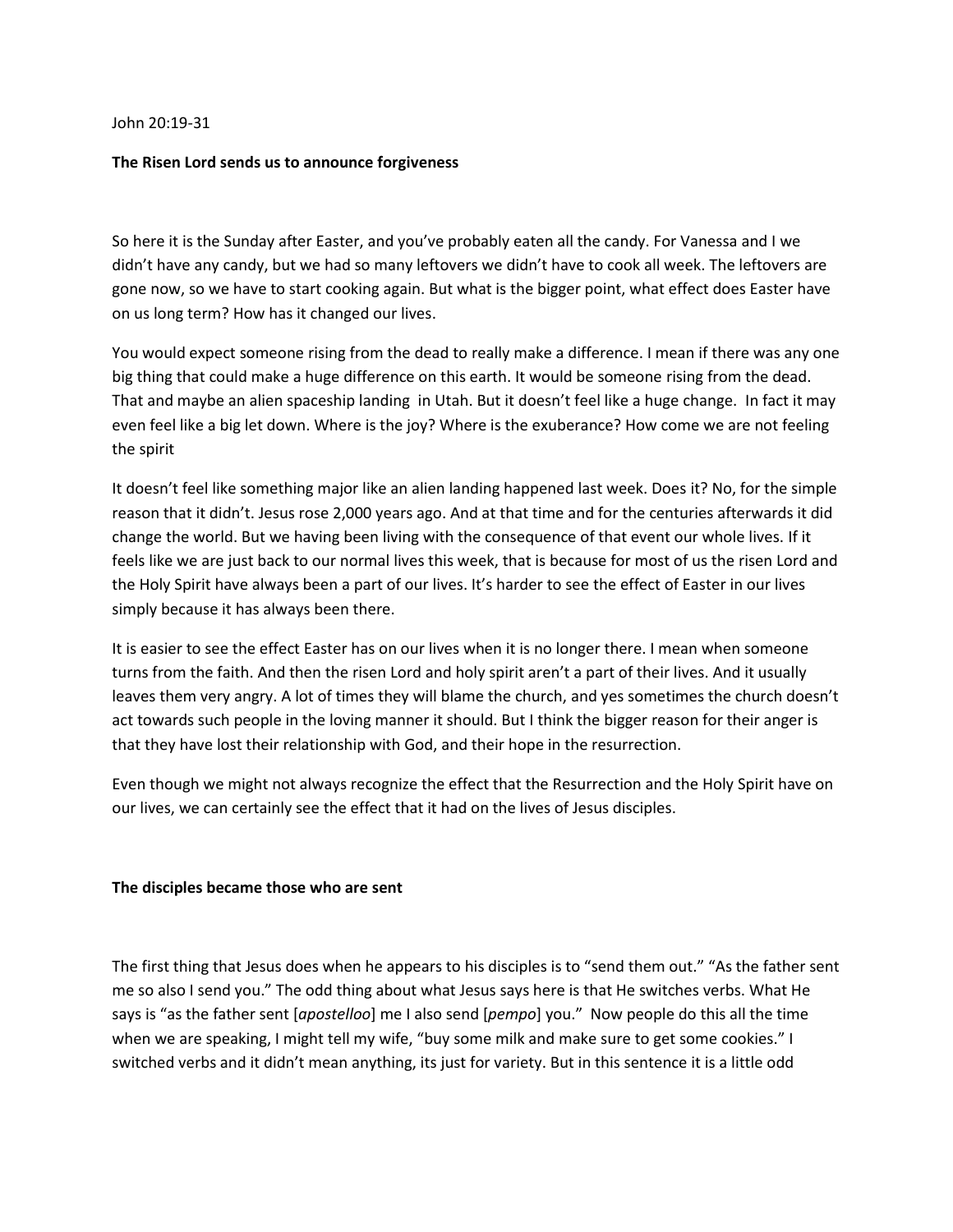John 20:19-31

**The Risen Lord sends us to announce forgiveness**

So here it is the Sunday after Easter, and you've probably eaten all the candy. For Vanessa and I we didn't have any candy, but we had so many leftovers we didn't have to cook all week. The leftovers are gone now, so we have to start cooking again. But what is the bigger point, what effect does Easter have on us long term? How has it changed our lives.

You would expect someone rising from the dead to really make a difference. I mean if there was any one big thing that could make a huge difference on this earth. It would be someone rising from the dead. That and maybe an alien spaceship landing in Utah. But it doesn't feel like a huge change. In fact it may even feel like a big let down. Where is the joy? Where is the exuberance? How come we are not feeling the spirit

It doesn't feel like something major like an alien landing happened last week. Does it? No, for the simple reason that it didn't. Jesus rose 2,000 years ago. And at that time and for the centuries afterwards it did change the world. But we having been living with the consequence of that event our whole lives. If it feels like we are just back to our normal lives this week, that is because for most of us the risen Lord and the Holy Spirit have always been a part of our lives. It's harder to see the effect of Easter in our lives simply because it has always been there.

It is easier to see the effect Easter has on our lives when it is no longer there. I mean when someone turns from the faith. And then the risen Lord and holy spirit aren't a part of their lives. And it usually leaves them very angry. A lot of times they will blame the church, and yes sometimes the church doesn't act towards such people in the loving manner it should. But I think the bigger reason for their anger is that they have lost their relationship with God, and their hope in the resurrection.

Even though we might not always recognize the effect that the Resurrection and the Holy Spirit have on our lives, we can certainly see the effect that it had on the lives of Jesus disciples.

**The disciples became those who are sent**

The first thing that Jesus does when he appears to his disciples is to "send them out." "As the father sent me so also I send you." The odd thing about what Jesus says here is that He switches verbs. What He says is "as the father sent [*apostelloo*] me I also send [*pempo*] you." Now people do this all the time when we are speaking, I might tell my wife, "buy some milk and make sure to get some cookies." I switched verbs and it didn't mean anything, its just for variety. But in this sentence it is a little odd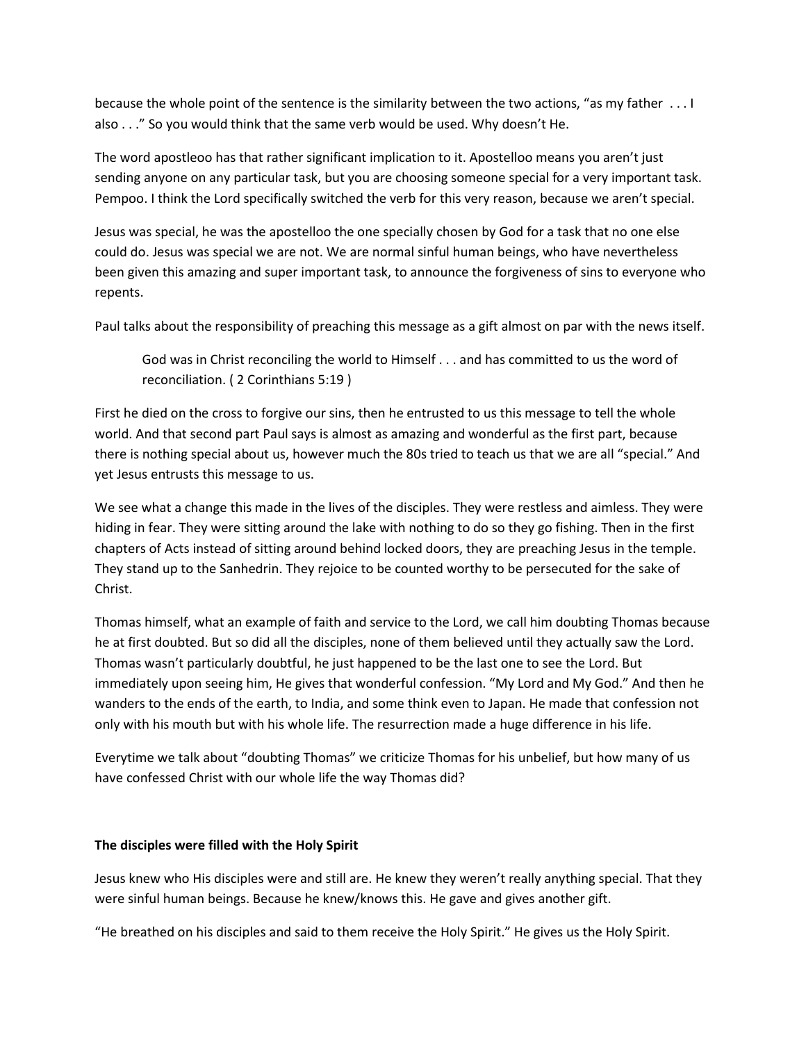because the whole point of the sentence is the similarity between the two actions, "as my father . . . I also . . ." So you would think that the same verb would be used. Why doesn't He.

The word apostleoo has that rather significant implication to it. Apostelloo means you aren't just sending anyone on any particular task, but you are choosing someone special for a very important task. Pempoo. I think the Lord specifically switched the verb for this very reason, because we aren't special.

Jesus was special, he was the apostelloo the one specially chosen by God for a task that no one else could do. Jesus was special we are not. We are normal sinful human beings, who have nevertheless been given this amazing and super important task, to announce the forgiveness of sins to everyone who repents.

Paul talks about the responsibility of preaching this message as a gift almost on par with the news itself.

> God was in Christ reconciling the world to Himself . . . and has committed to us the word of reconciliation. ( 2 Corinthians 5:19 )

First he died on the cross to forgive our sins, then he entrusted to us this message to tell the whole world. And that second part Paul says is almost as amazing and wonderful as the first part, because there is nothing special about us, however much the 80s tried to teach us that we are all "special." And yet Jesus entrusts this message to us.

We see what a change this made in the lives of the disciples. They were restless and aimless. They were hiding in fear. They were sitting around the lake with nothing to do so they go fishing. Then in the first chapters of Acts instead of sitting around behind locked doors, they are preaching Jesus in the temple. They stand up to the Sanhedrin. They rejoice to be counted worthy to be persecuted for the sake of Christ.

Thomas himself, what an example of faith and service to the Lord, we call him doubting Thomas because he at first doubted. But so did all the disciples, none of them believed until they actually saw the Lord. Thomas wasn't particularly doubtful, he just happened to be the last one to see the Lord. But immediately upon seeing him, He gives that wonderful confession. "My Lord and My God." And then he wanders to the ends of the earth, to India, and some think even to Japan. He made that confession not only with his mouth but with his whole life. The resurrection made a huge difference in his life.

Everytime we talk about "doubting Thomas" we criticize Thomas for his unbelief, but how many of us have confessed Christ with our whole life the way Thomas did?

**The disciples were filled with the Holy Spirit**

Jesus knew who His disciples were and still are. He knew they weren't really anything special. That they were sinful human beings. Because he knew/knows this. He gave and gives another gift.

"He breathed on his disciples and said to them receive the Holy Spirit." He gives us the Holy Spirit.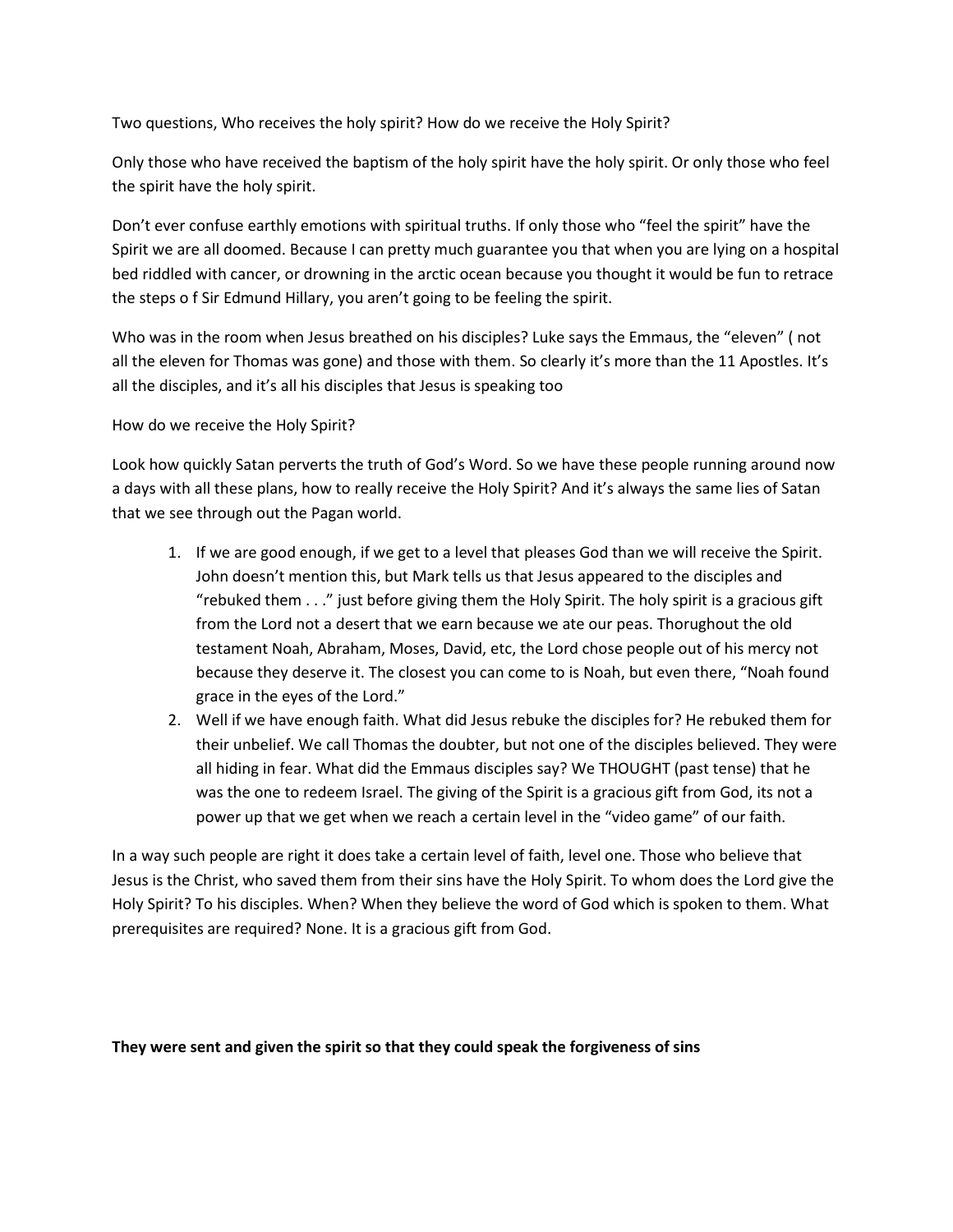Two questions, Who receives the holy spirit? How do we receive the Holy Spirit?

Only those who have received the baptism of the holy spirit have the holy spirit. Or only those who feel the spirit have the holy spirit.

Don't ever confuse earthly emotions with spiritual truths. If only those who "feel the spirit" have the Spirit we are all doomed. Because I can pretty much guarantee you that when you are lying on a hospital bed riddled with cancer, or drowning in the arctic ocean because you thought it would be fun to retrace the steps o f Sir Edmund Hillary, you aren't going to be feeling the spirit.

Who was in the room when Jesus breathed on his disciples? Luke says the Emmaus, the "eleven" ( not all the eleven for Thomas was gone) and those with them. So clearly it's more than the 11 Apostles. It's all the disciples, and it's all his disciples that Jesus is speaking too

How do we receive the Holy Spirit?

Look how quickly Satan perverts the truth of God's Word. So we have these people running around now a days with all these plans, how to really receive the Holy Spirit? And it's always the same lies of Satan that we see through out the Pagan world.

1. If we are good enough, if we get to a level that pleases God than we will receive the Spirit. John doesn't mention this, but Mark tells us that Jesus appeared to the disciples and "rebuked them . . ." just before giving them the Holy Spirit. The holy spirit is a gracious gift from the Lord not a desert that we earn because we ate our peas. Thorughout the old testament Noah, Abraham, Moses, David, etc, the Lord chose people out of his mercy not because they deserve it. The closest you can come to is Noah, but even there, "Noah found grace in the eyes of the Lord."
2. Well if we have enough faith. What did Jesus rebuke the disciples for? He rebuked them for their unbelief. We call Thomas the doubter, but not one of the disciples believed. They were all hiding in fear. What did the Emmaus disciples say? We THOUGHT (past tense) that he was the one to redeem Israel. The giving of the Spirit is a gracious gift from God, its not a power up that we get when we reach a certain level in the "video game" of our faith.

In a way such people are right it does take a certain level of faith, level one. Those who believe that Jesus is the Christ, who saved them from their sins have the Holy Spirit. To whom does the Lord give the Holy Spirit? To his disciples. When? When they believe the word of God which is spoken to them. What prerequisites are required? None. It is a gracious gift from God.

**They were sent and given the spirit so that they could speak the forgiveness of sins**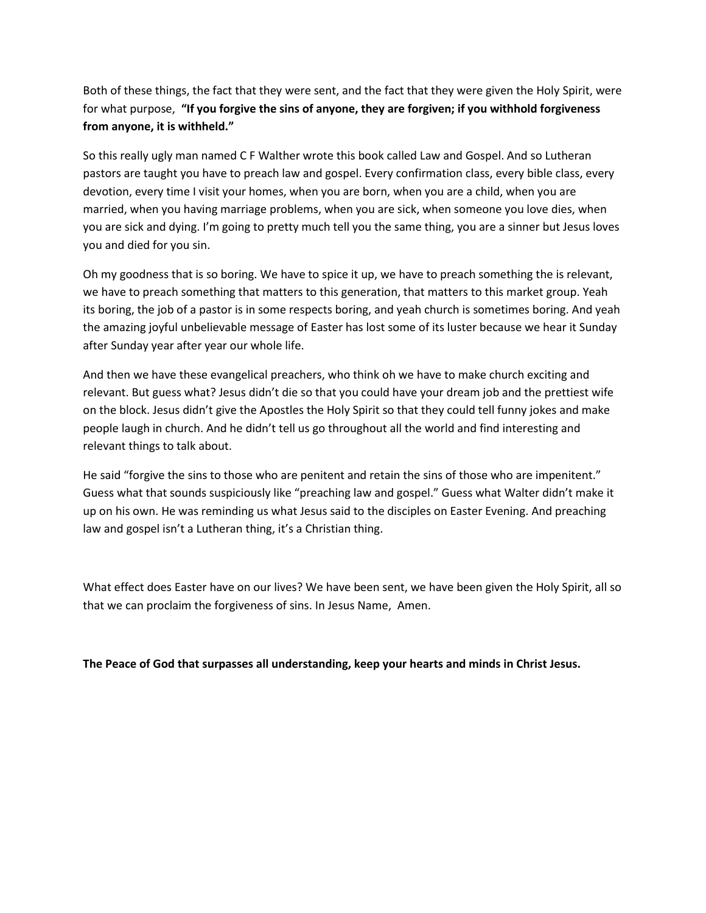Both of these things, the fact that they were sent, and the fact that they were given the Holy Spirit, were for what purpose, **"If you forgive the sins of anyone, they are forgiven; if you withhold forgiveness from anyone, it is withheld."**

So this really ugly man named C F Walther wrote this book called Law and Gospel. And so Lutheran pastors are taught you have to preach law and gospel. Every confirmation class, every bible class, every devotion, every time I visit your homes, when you are born, when you are a child, when you are married, when you having marriage problems, when you are sick, when someone you love dies, when you are sick and dying. I'm going to pretty much tell you the same thing, you are a sinner but Jesus loves you and died for you sin.

Oh my goodness that is so boring. We have to spice it up, we have to preach something the is relevant, we have to preach something that matters to this generation, that matters to this market group. Yeah its boring, the job of a pastor is in some respects boring, and yeah church is sometimes boring. And yeah the amazing joyful unbelievable message of Easter has lost some of its luster because we hear it Sunday after Sunday year after year our whole life.

And then we have these evangelical preachers, who think oh we have to make church exciting and relevant. But guess what? Jesus didn't die so that you could have your dream job and the prettiest wife on the block. Jesus didn't give the Apostles the Holy Spirit so that they could tell funny jokes and make people laugh in church. And he didn't tell us go throughout all the world and find interesting and relevant things to talk about.

He said "forgive the sins to those who are penitent and retain the sins of those who are impenitent." Guess what that sounds suspiciously like "preaching law and gospel." Guess what Walter didn't make it up on his own. He was reminding us what Jesus said to the disciples on Easter Evening. And preaching law and gospel isn't a Lutheran thing, it's a Christian thing.

What effect does Easter have on our lives? We have been sent, we have been given the Holy Spirit, all so that we can proclaim the forgiveness of sins. In Jesus Name, Amen.

**The Peace of God that surpasses all understanding, keep your hearts and minds in Christ Jesus.**